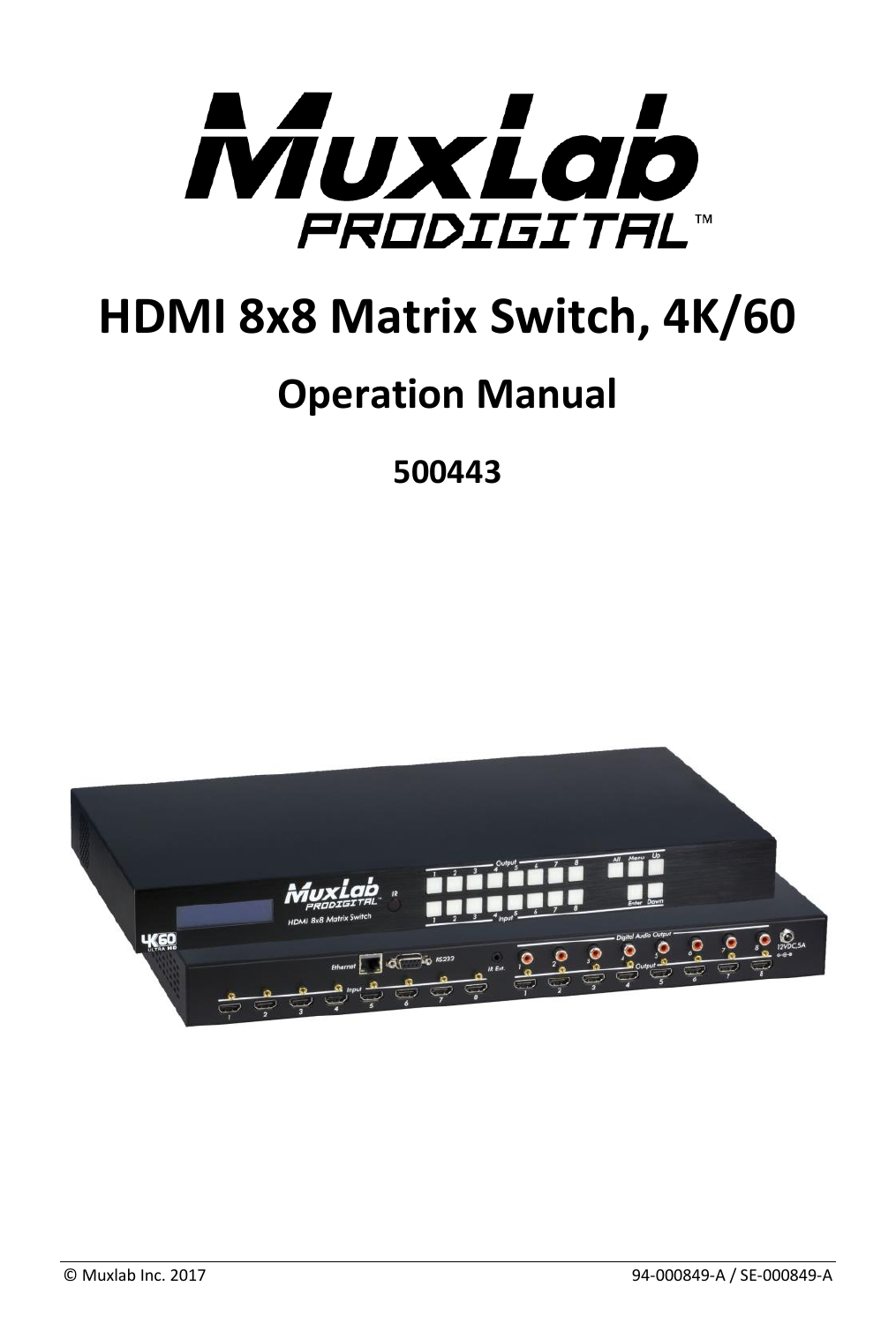# HDMI 8x8 Matrix Switch, 4K/60

## Operation Manual

**500443**

© Muxlab Inc. 2017

94-000849-A / SE-000849-A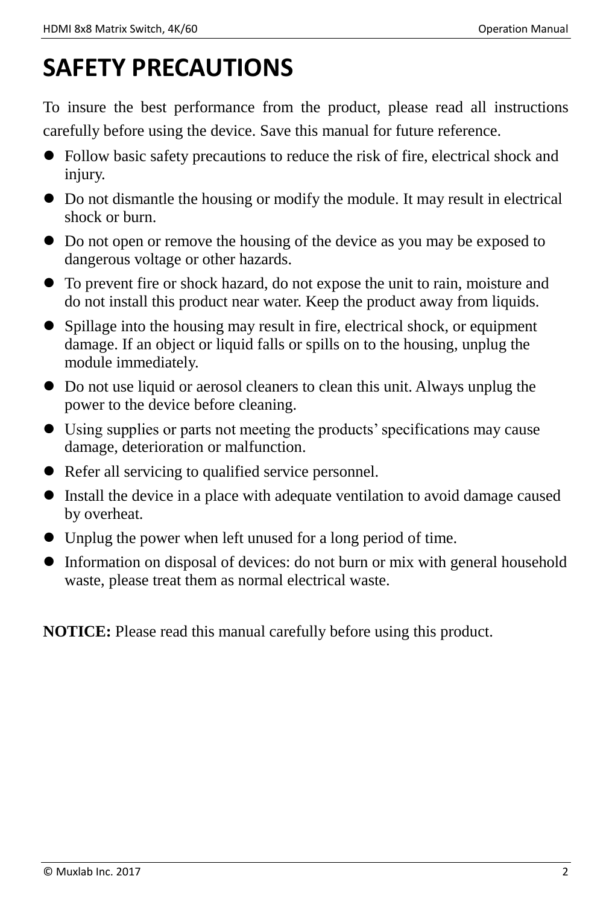# SAFETY PRECAUTIONS

To insure the best performance from the product, please read all instructions carefully before using the device. Save this manual for future reference.

- Follow basic safety precautions to reduce the risk of fire, electrical shock and injury.
- Do not dismantle the housing or modify the module. It may result in electrical shock or burn.
- Do not open or remove the housing of the device as you may be exposed to dangerous voltage or other hazards.
- To prevent fire or shock hazard, do not expose the unit to rain, moisture and do not install this product near water. Keep the product away from liquids.
- Spillage into the housing may result in fire, electrical shock, or equipment damage. If an object or liquid falls or spills on to the housing, unplug the module immediately.
- Do not use liquid or aerosol cleaners to clean this unit. Always unplug the power to the device before cleaning.
- Using supplies or parts not meeting the products' specifications may cause damage, deterioration or malfunction.
- Refer all servicing to qualified service personnel.
- Install the device in a place with adequate ventilation to avoid damage caused by overheat.
- Unplug the power when left unused for a long period of time.
- Information on disposal of devices: do not burn or mix with general household waste, please treat them as normal electrical waste.

**NOTICE:** Please read this manual carefully before using this product.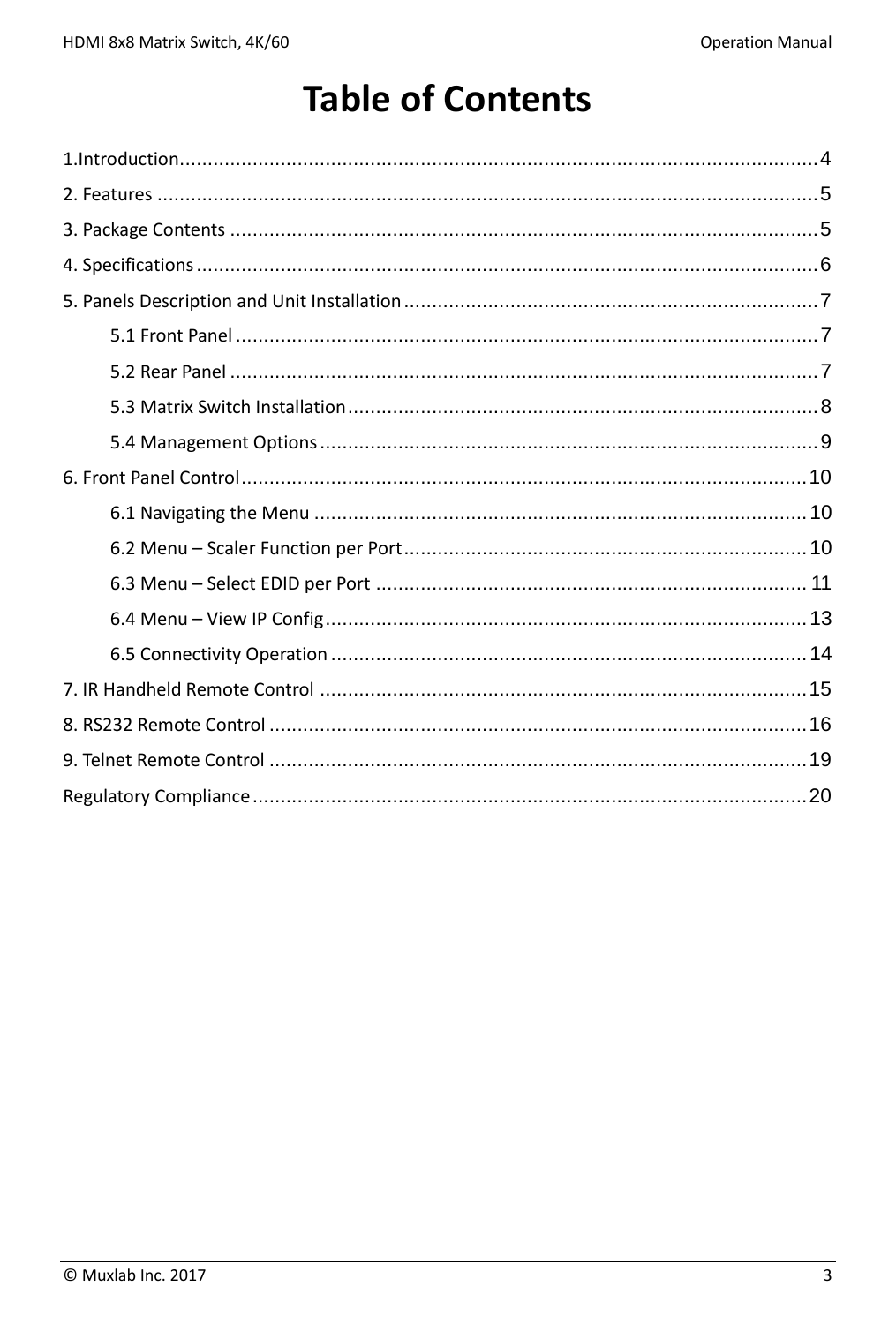# Table of Contents

1.Introduction....................................................................................................4

2. Features ........................................................................................................5

3. Package Contents ..........................................................................................5

4. Specifications ................................................................................................6

5. Panels Description and Unit Installation ..........................................................7

    5.1 Front Panel ...............................................................................................7

    5.2 Rear Panel ................................................................................................7

    5.3 Matrix Switch Installation ..........................................................................8

    5.4 Management Options ................................................................................9

6. Front Panel Control ......................................................................................10

    6.1 Navigating the Menu ...............................................................................10

    6.2 Menu – Scaler Function per Port ..............................................................10

    6.3 Menu – Select EDID per Port ...................................................................11

    6.4 Menu – View IP Config ............................................................................13

    6.5 Connectivity Operation ...........................................................................14

7. IR Handheld Remote Control .........................................................................15

8. RS232 Remote Control ..................................................................................16

9. Telnet Remote Control ..................................................................................19

Regulatory Compliance .....................................................................................20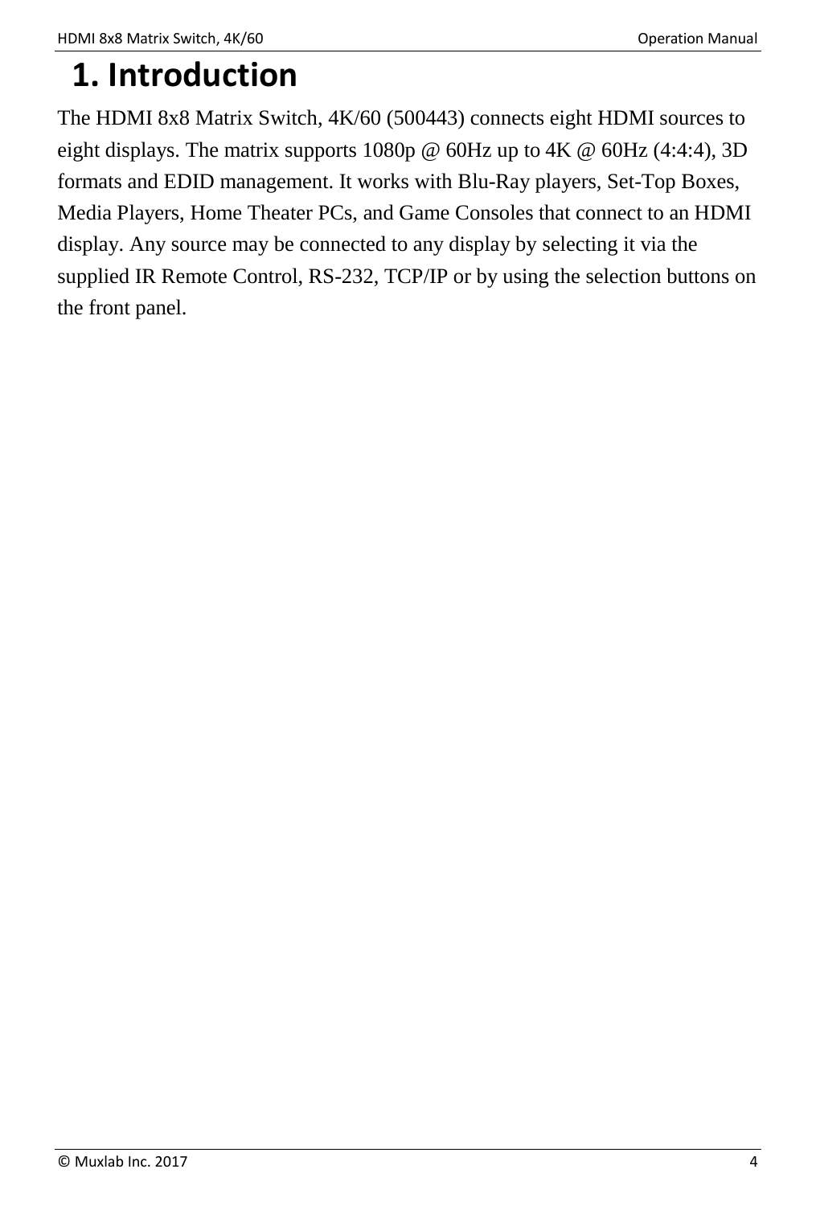# 1. Introduction

The HDMI 8x8 Matrix Switch, 4K/60 (500443) connects eight HDMI sources to eight displays. The matrix supports 1080p @ 60Hz up to 4K @ 60Hz (4:4:4), 3D formats and EDID management. It works with Blu-Ray players, Set-Top Boxes, Media Players, Home Theater PCs, and Game Consoles that connect to an HDMI display. Any source may be connected to any display by selecting it via the supplied IR Remote Control, RS-232, TCP/IP or by using the selection buttons on the front panel.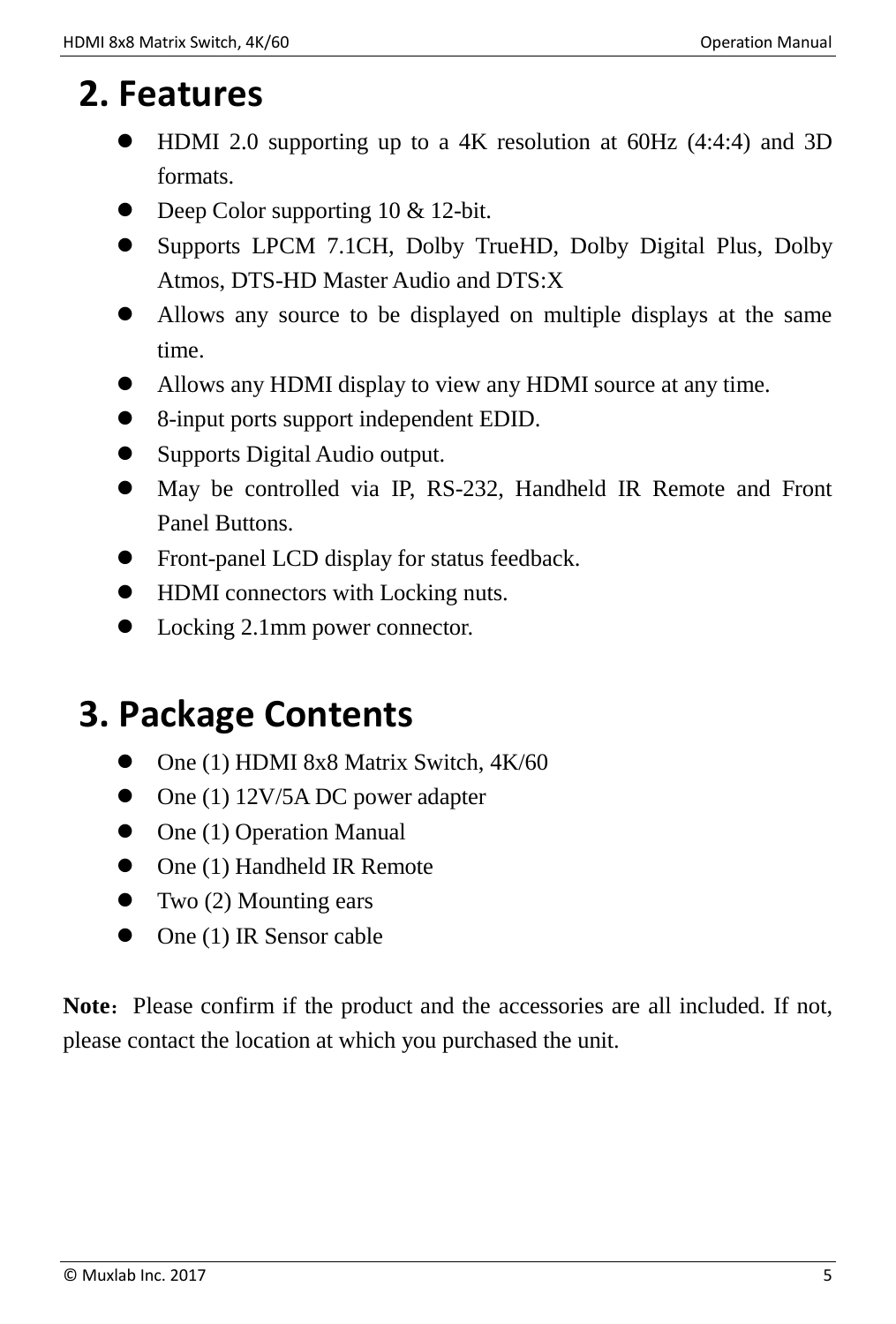# 2. Features

- HDMI 2.0 supporting up to a 4K resolution at 60Hz (4:4:4) and 3D formats.
- Deep Color supporting 10 & 12-bit.
- Supports LPCM 7.1CH, Dolby TrueHD, Dolby Digital Plus, Dolby Atmos, DTS-HD Master Audio and DTS:X
- Allows any source to be displayed on multiple displays at the same time.
- Allows any HDMI display to view any HDMI source at any time.
- 8-input ports support independent EDID.
- Supports Digital Audio output.
- May be controlled via IP, RS-232, Handheld IR Remote and Front Panel Buttons.
- Front-panel LCD display for status feedback.
- HDMI connectors with Locking nuts.
- Locking 2.1mm power connector.

# 3. Package Contents

- One (1) HDMI 8x8 Matrix Switch, 4K/60
- One (1) 12V/5A DC power adapter
- One (1) Operation Manual
- One (1) Handheld IR Remote
- Two (2) Mounting ears
- One (1) IR Sensor cable

**Note**：Please confirm if the product and the accessories are all included. If not, please contact the location at which you purchased the unit.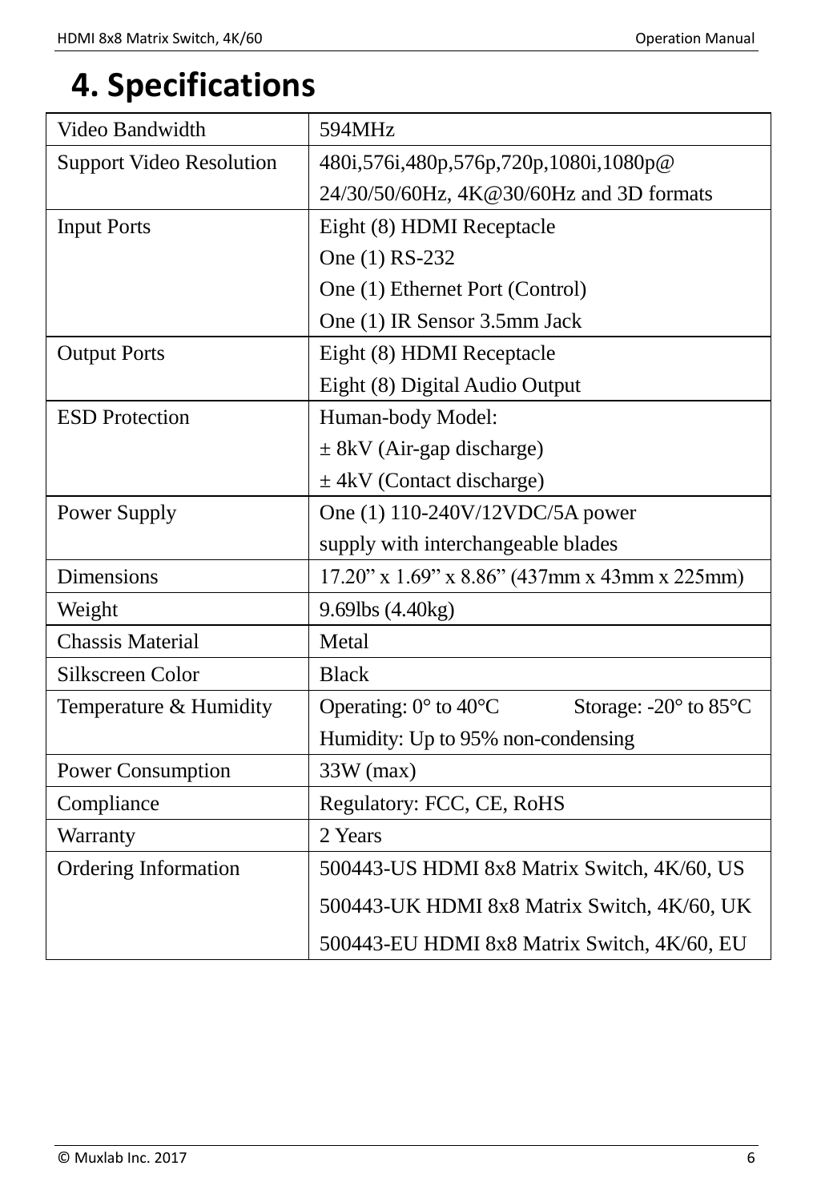# 4. Specifications

| | |
|---|---|
| Video Bandwidth | 594MHz |
| Support Video Resolution | 480i,576i,480p,576p,720p,1080i,1080p@<br>24/30/50/60Hz, 4K@30/60Hz and 3D formats |
| Input Ports | Eight (8) HDMI Receptacle<br>One (1) RS-232<br>One (1) Ethernet Port (Control)<br>One (1) IR Sensor 3.5mm Jack |
| Output Ports | Eight (8) HDMI Receptacle<br>Eight (8) Digital Audio Output |
| ESD Protection | Human-body Model:<br>± 8kV (Air-gap discharge)<br>± 4kV (Contact discharge) |
| Power Supply | One (1) 110-240V/12VDC/5A power<br>supply with interchangeable blades |
| Dimensions | 17.20” x 1.69” x 8.86” (437mm x 43mm x 225mm) |
| Weight | 9.69lbs (4.40kg) |
| Chassis Material | Metal |
| Silkscreen Color | Black |
| Temperature & Humidity | Operating: 0° to 40°C Storage: -20° to 85°C<br>Humidity: Up to 95% non-condensing |
| Power Consumption | 33W (max) |
| Compliance | Regulatory: FCC, CE, RoHS |
| Warranty | 2 Years |
| Ordering Information | 500443-US HDMI 8x8 Matrix Switch, 4K/60, US<br>500443-UK HDMI 8x8 Matrix Switch, 4K/60, UK<br>500443-EU HDMI 8x8 Matrix Switch, 4K/60, EU |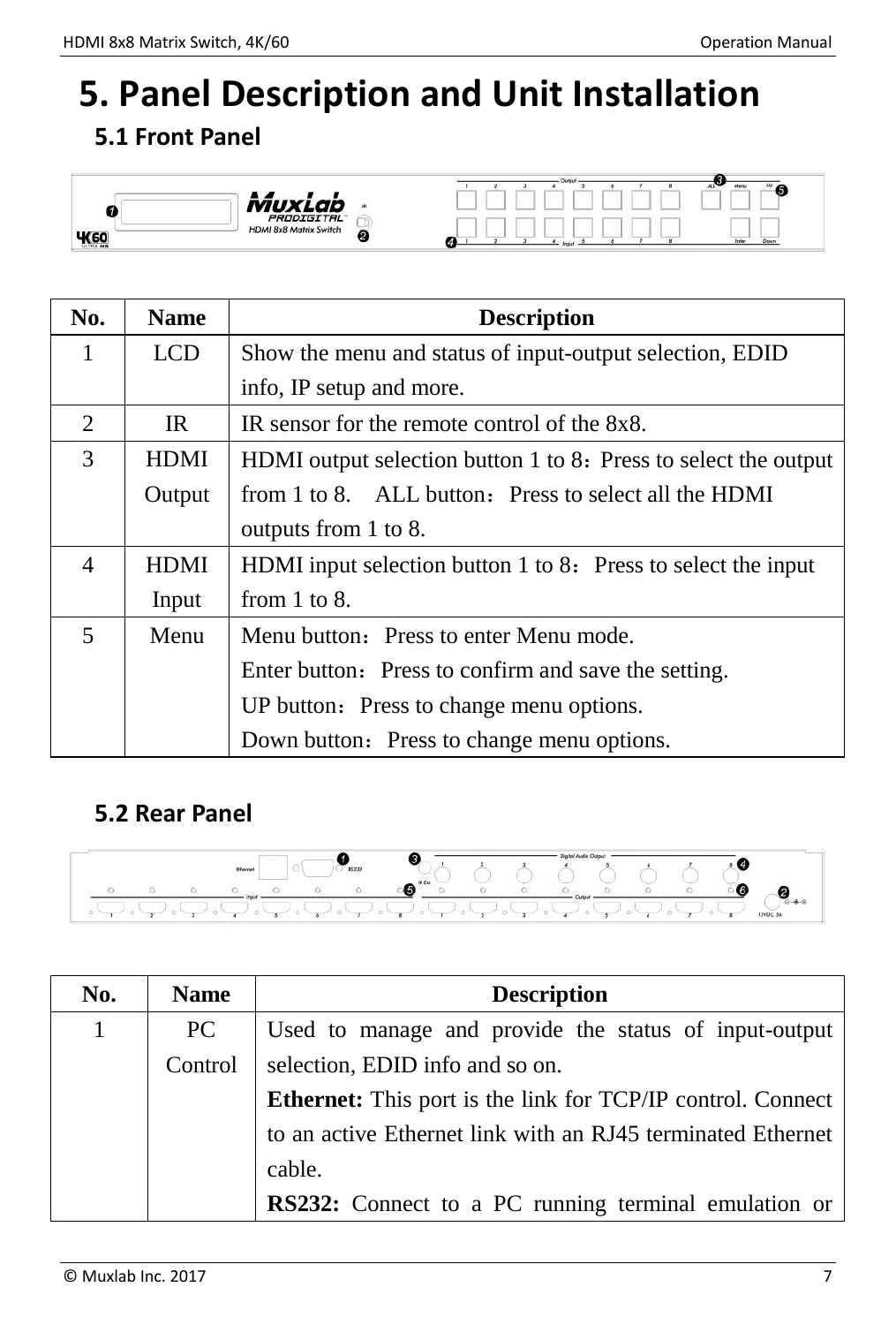# 5. Panel Description and Unit Installation

## 5.1 Front Panel

| No. | Name | Description |
|---|---|---|
| 1 | LCD | Show the menu and status of input-output selection, EDID info, IP setup and more. |
| 2 | IR | IR sensor for the remote control of the 8x8. |
| 3 | HDMI Output | HDMI output selection button 1 to 8：Press to select the output from 1 to 8.　ALL button：Press to select all the HDMI outputs from 1 to 8. |
| 4 | HDMI Input | HDMI input selection button 1 to 8：Press to select the input from 1 to 8. |
| 5 | Menu | Menu button：Press to enter Menu mode.<br>Enter button：Press to confirm and save the setting.<br>UP button：Press to change menu options.<br>Down button：Press to change menu options. |

## 5.2 Rear Panel

| No. | Name | Description |
|---|---|---|
| 1 | PC Control | Used to manage and provide the status of input-output selection, EDID info and so on.<br>**Ethernet:** This port is the link for TCP/IP control. Connect to an active Ethernet link with an RJ45 terminated Ethernet cable.<br>**RS232:** Connect to a PC running terminal emulation or |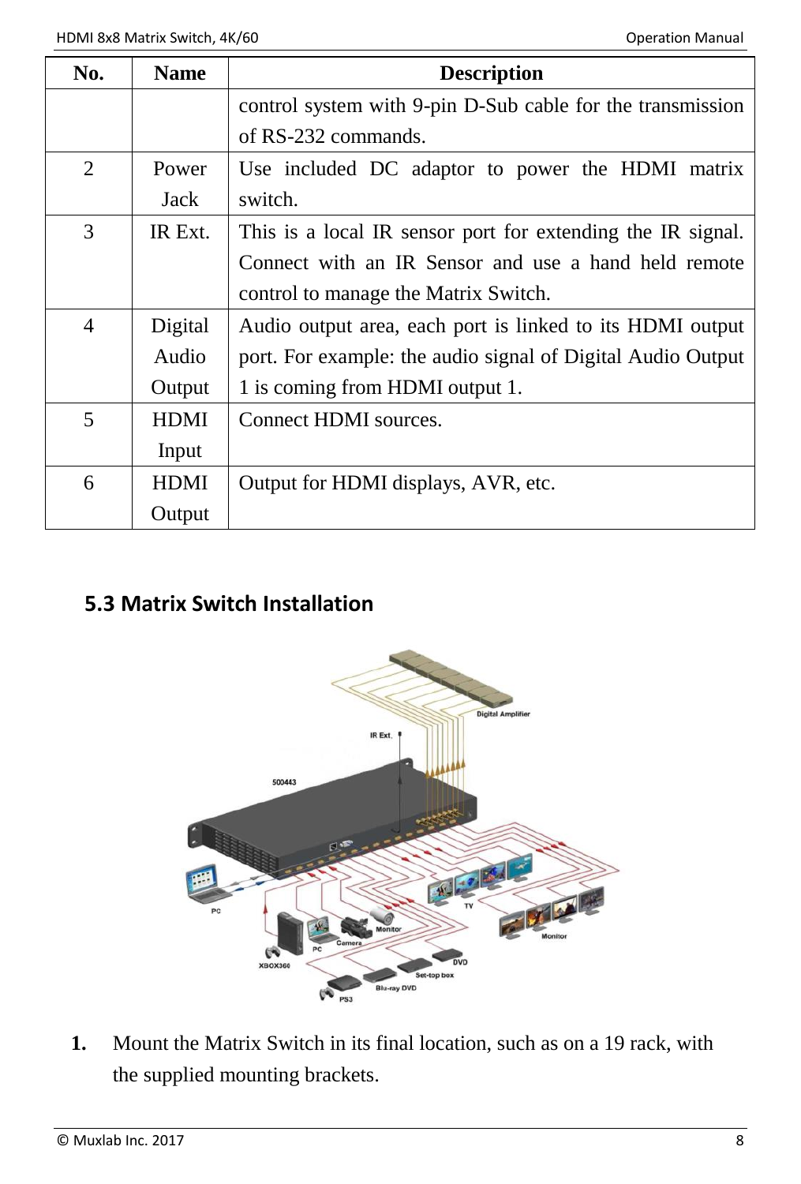| No. | Name | Description |
|---|---|---|
| | | control system with 9-pin D-Sub cable for the transmission of RS-232 commands. |
| 2 | Power Jack | Use included DC adaptor to power the HDMI matrix switch. |
| 3 | IR Ext. | This is a local IR sensor port for extending the IR signal. Connect with an IR Sensor and use a hand held remote control to manage the Matrix Switch. |
| 4 | Digital Audio Output | Audio output area, each port is linked to its HDMI output port. For example: the audio signal of Digital Audio Output 1 is coming from HDMI output 1. |
| 5 | HDMI Input | Connect HDMI sources. |
| 6 | HDMI Output | Output for HDMI displays, AVR, etc. |

### 5.3 Matrix Switch Installation

1. Mount the Matrix Switch in its final location, such as on a 19 rack, with the supplied mounting brackets.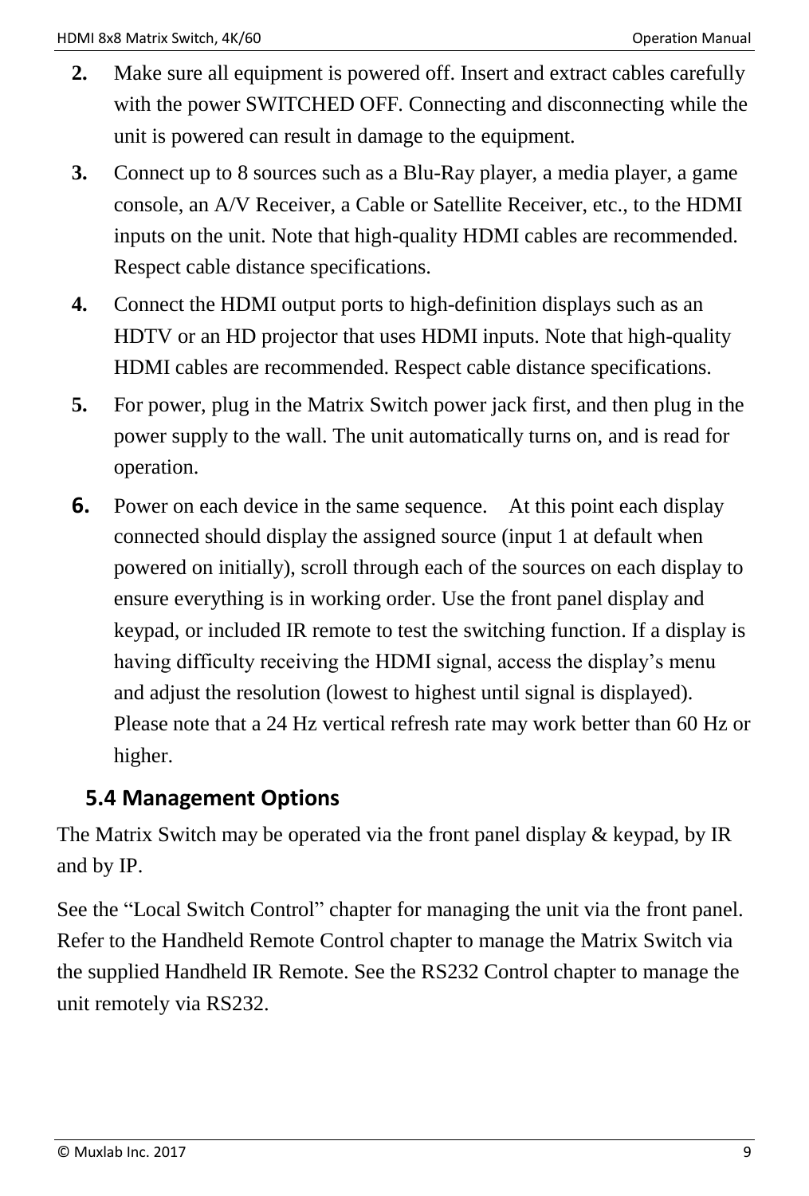2. Make sure all equipment is powered off. Insert and extract cables carefully with the power SWITCHED OFF. Connecting and disconnecting while the unit is powered can result in damage to the equipment.
3. Connect up to 8 sources such as a Blu-Ray player, a media player, a game console, an A/V Receiver, a Cable or Satellite Receiver, etc., to the HDMI inputs on the unit. Note that high-quality HDMI cables are recommended. Respect cable distance specifications.
4. Connect the HDMI output ports to high-definition displays such as an HDTV or an HD projector that uses HDMI inputs. Note that high-quality HDMI cables are recommended. Respect cable distance specifications.
5. For power, plug in the Matrix Switch power jack first, and then plug in the power supply to the wall. The unit automatically turns on, and is read for operation.
6. Power on each device in the same sequence. At this point each display connected should display the assigned source (input 1 at default when powered on initially), scroll through each of the sources on each display to ensure everything is in working order. Use the front panel display and keypad, or included IR remote to test the switching function. If a display is having difficulty receiving the HDMI signal, access the display's menu and adjust the resolution (lowest to highest until signal is displayed). Please note that a 24 Hz vertical refresh rate may work better than 60 Hz or higher.

## 5.4 Management Options

The Matrix Switch may be operated via the front panel display & keypad, by IR and by IP.

See the "Local Switch Control" chapter for managing the unit via the front panel. Refer to the Handheld Remote Control chapter to manage the Matrix Switch via the supplied Handheld IR Remote. See the RS232 Control chapter to manage the unit remotely via RS232.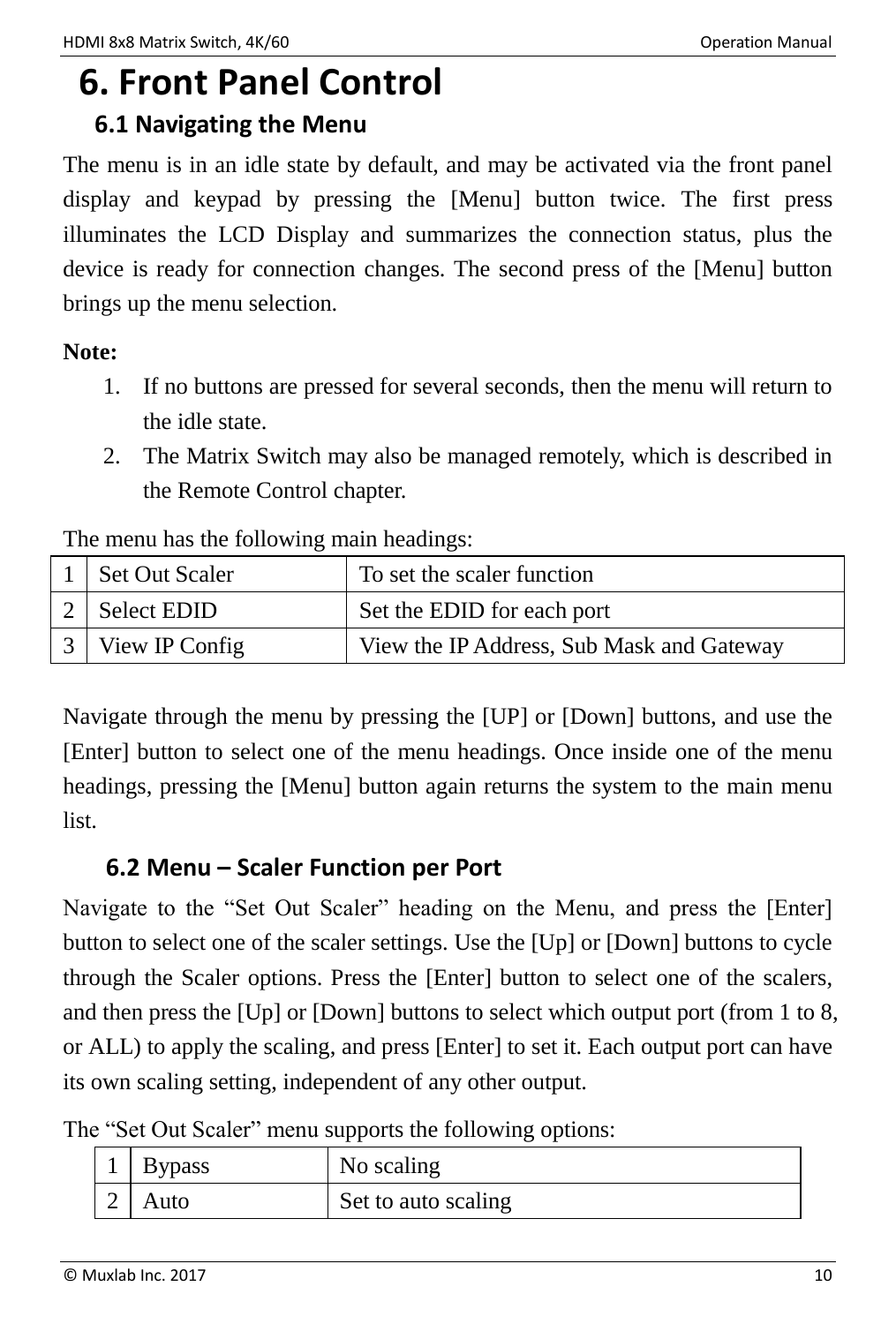# 6. Front Panel Control

## 6.1 Navigating the Menu

The menu is in an idle state by default, and may be activated via the front panel display and keypad by pressing the [Menu] button twice. The first press illuminates the LCD Display and summarizes the connection status, plus the device is ready for connection changes. The second press of the [Menu] button brings up the menu selection.

**Note:**

1. If no buttons are pressed for several seconds, then the menu will return to the idle state.
2. The Matrix Switch may also be managed remotely, which is described in the Remote Control chapter.

The menu has the following main headings:

| | | |
|---|---|---|
| 1 | Set Out Scaler | To set the scaler function |
| 2 | Select EDID | Set the EDID for each port |
| 3 | View IP Config | View the IP Address, Sub Mask and Gateway |

Navigate through the menu by pressing the [UP] or [Down] buttons, and use the [Enter] button to select one of the menu headings. Once inside one of the menu headings, pressing the [Menu] button again returns the system to the main menu list.

## 6.2 Menu – Scaler Function per Port

Navigate to the "Set Out Scaler" heading on the Menu, and press the [Enter] button to select one of the scaler settings. Use the [Up] or [Down] buttons to cycle through the Scaler options. Press the [Enter] button to select one of the scalers, and then press the [Up] or [Down] buttons to select which output port (from 1 to 8, or ALL) to apply the scaling, and press [Enter] to set it. Each output port can have its own scaling setting, independent of any other output.

The "Set Out Scaler" menu supports the following options:

| | | |
|---|---|---|
| 1 | Bypass | No scaling |
| 2 | Auto | Set to auto scaling |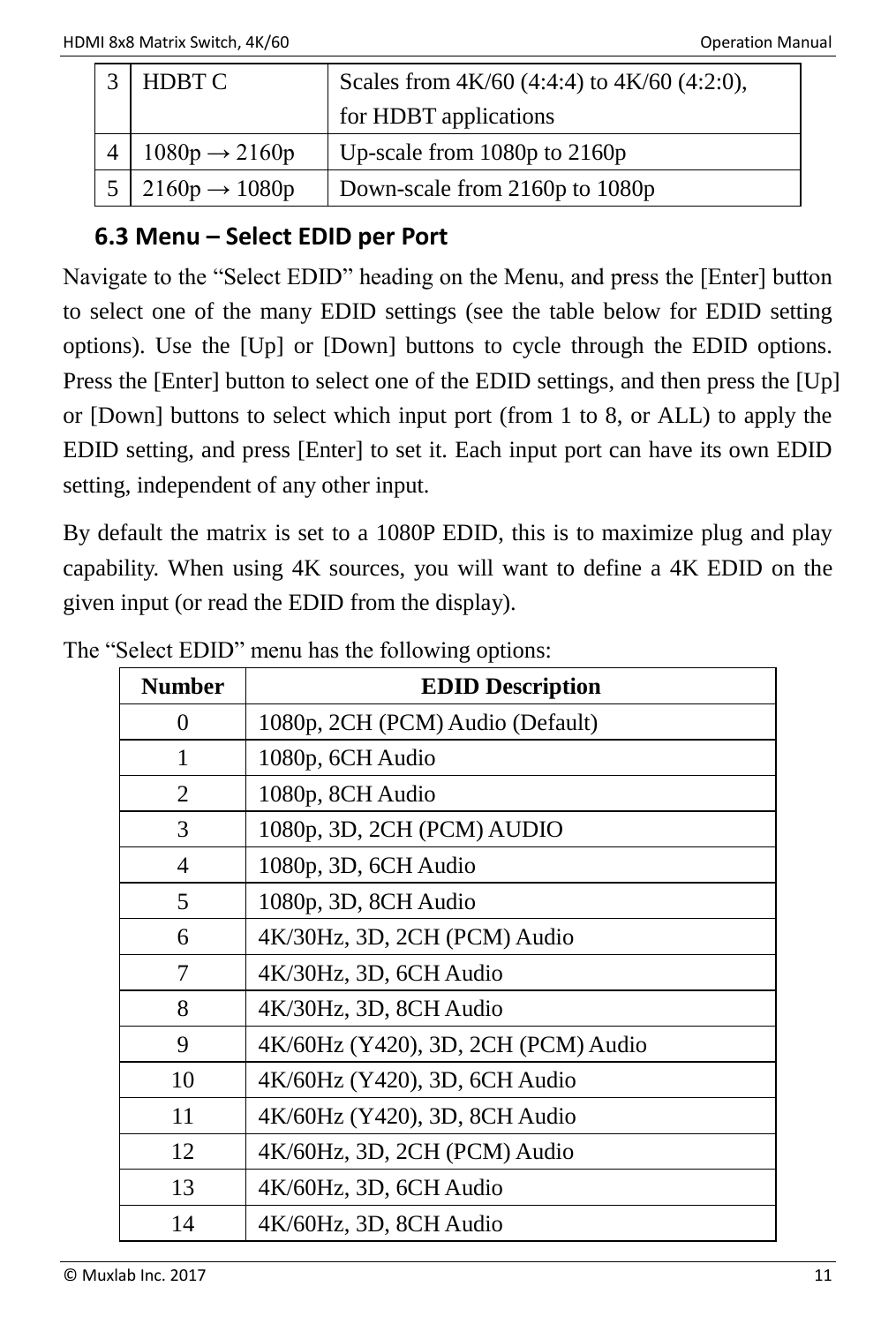| 3 | HDBT C | Scales from 4K/60 (4:4:4) to 4K/60 (4:2:0), for HDBT applications |
|---|---|---|
| 4 | 1080p → 2160p | Up-scale from 1080p to 2160p |
| 5 | 2160p → 1080p | Down-scale from 2160p to 1080p |

### 6.3 Menu – Select EDID per Port

Navigate to the "Select EDID" heading on the Menu, and press the [Enter] button to select one of the many EDID settings (see the table below for EDID setting options). Use the [Up] or [Down] buttons to cycle through the EDID options. Press the [Enter] button to select one of the EDID settings, and then press the [Up] or [Down] buttons to select which input port (from 1 to 8, or ALL) to apply the EDID setting, and press [Enter] to set it. Each input port can have its own EDID setting, independent of any other input.

By default the matrix is set to a 1080P EDID, this is to maximize plug and play capability. When using 4K sources, you will want to define a 4K EDID on the given input (or read the EDID from the display).

The "Select EDID" menu has the following options:

| Number | EDID Description |
|---|---|
| 0 | 1080p, 2CH (PCM) Audio (Default) |
| 1 | 1080p, 6CH Audio |
| 2 | 1080p, 8CH Audio |
| 3 | 1080p, 3D, 2CH (PCM) AUDIO |
| 4 | 1080p, 3D, 6CH Audio |
| 5 | 1080p, 3D, 8CH Audio |
| 6 | 4K/30Hz, 3D, 2CH (PCM) Audio |
| 7 | 4K/30Hz, 3D, 6CH Audio |
| 8 | 4K/30Hz, 3D, 8CH Audio |
| 9 | 4K/60Hz (Y420), 3D, 2CH (PCM) Audio |
| 10 | 4K/60Hz (Y420), 3D, 6CH Audio |
| 11 | 4K/60Hz (Y420), 3D, 8CH Audio |
| 12 | 4K/60Hz, 3D, 2CH (PCM) Audio |
| 13 | 4K/60Hz, 3D, 6CH Audio |
| 14 | 4K/60Hz, 3D, 8CH Audio |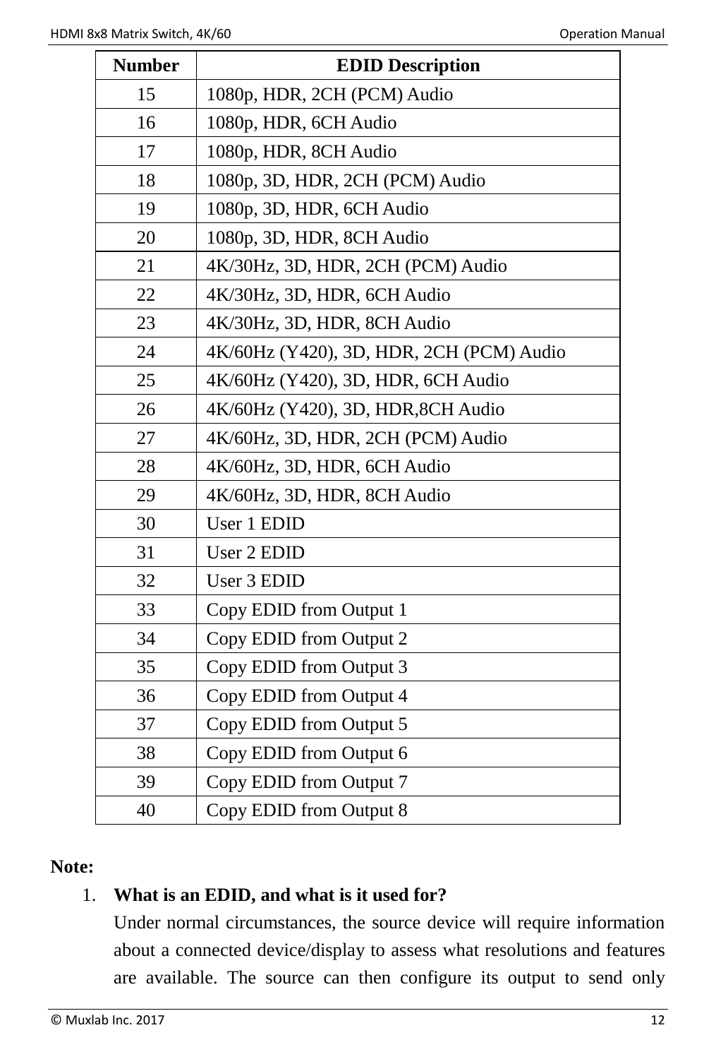| Number | EDID Description |
|---|---|
| 15 | 1080p, HDR, 2CH (PCM) Audio |
| 16 | 1080p, HDR, 6CH Audio |
| 17 | 1080p, HDR, 8CH Audio |
| 18 | 1080p, 3D, HDR, 2CH (PCM) Audio |
| 19 | 1080p, 3D, HDR, 6CH Audio |
| 20 | 1080p, 3D, HDR, 8CH Audio |
| 21 | 4K/30Hz, 3D, HDR, 2CH (PCM) Audio |
| 22 | 4K/30Hz, 3D, HDR, 6CH Audio |
| 23 | 4K/30Hz, 3D, HDR, 8CH Audio |
| 24 | 4K/60Hz (Y420), 3D, HDR, 2CH (PCM) Audio |
| 25 | 4K/60Hz (Y420), 3D, HDR, 6CH Audio |
| 26 | 4K/60Hz (Y420), 3D, HDR,8CH Audio |
| 27 | 4K/60Hz, 3D, HDR, 2CH (PCM) Audio |
| 28 | 4K/60Hz, 3D, HDR, 6CH Audio |
| 29 | 4K/60Hz, 3D, HDR, 8CH Audio |
| 30 | User 1 EDID |
| 31 | User 2 EDID |
| 32 | User 3 EDID |
| 33 | Copy EDID from Output 1 |
| 34 | Copy EDID from Output 2 |
| 35 | Copy EDID from Output 3 |
| 36 | Copy EDID from Output 4 |
| 37 | Copy EDID from Output 5 |
| 38 | Copy EDID from Output 6 |
| 39 | Copy EDID from Output 7 |
| 40 | Copy EDID from Output 8 |

**Note:**

1. **What is an EDID, and what is it used for?**

   Under normal circumstances, the source device will require information about a connected device/display to assess what resolutions and features are available. The source can then configure its output to send only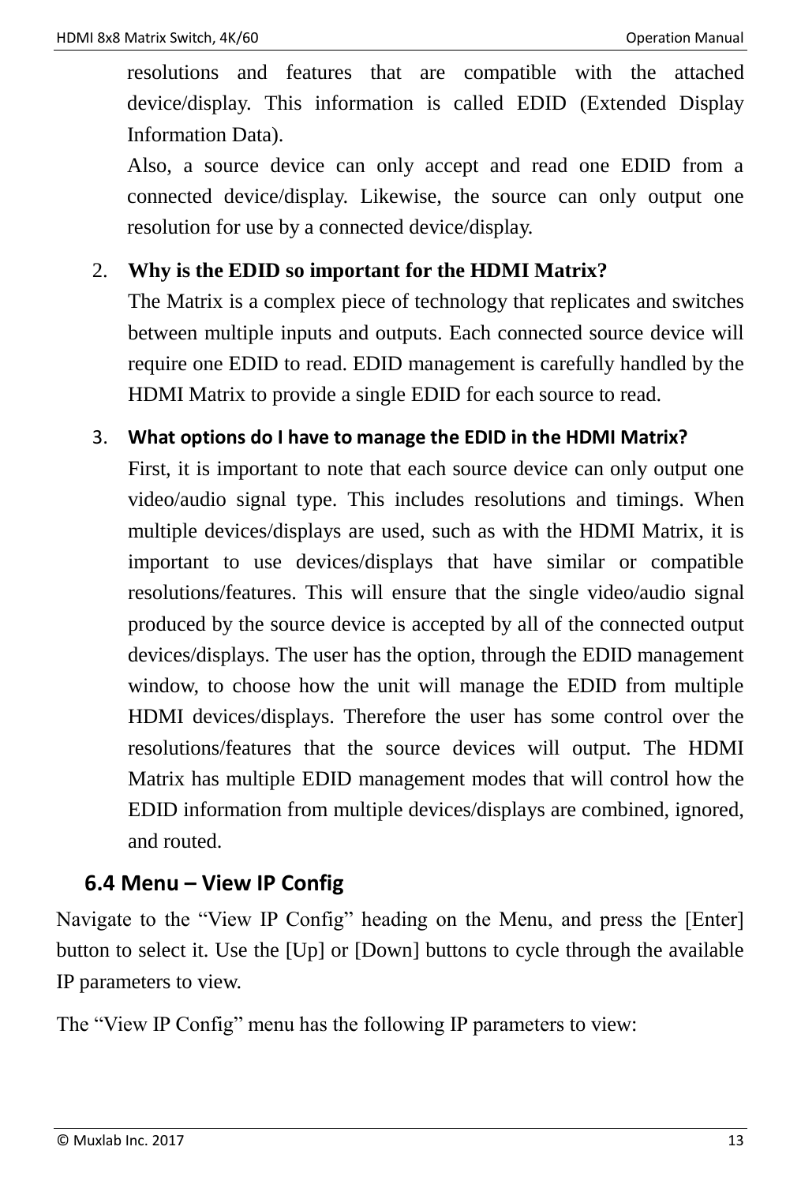resolutions and features that are compatible with the attached device/display. This information is called EDID (Extended Display Information Data).

Also, a source device can only accept and read one EDID from a connected device/display. Likewise, the source can only output one resolution for use by a connected device/display.

2. **Why is the EDID so important for the HDMI Matrix?**

   The Matrix is a complex piece of technology that replicates and switches between multiple inputs and outputs. Each connected source device will require one EDID to read. EDID management is carefully handled by the HDMI Matrix to provide a single EDID for each source to read.

3. **What options do I have to manage the EDID in the HDMI Matrix?**

   First, it is important to note that each source device can only output one video/audio signal type. This includes resolutions and timings. When multiple devices/displays are used, such as with the HDMI Matrix, it is important to use devices/displays that have similar or compatible resolutions/features. This will ensure that the single video/audio signal produced by the source device is accepted by all of the connected output devices/displays. The user has the option, through the EDID management window, to choose how the unit will manage the EDID from multiple HDMI devices/displays. Therefore the user has some control over the resolutions/features that the source devices will output. The HDMI Matrix has multiple EDID management modes that will control how the EDID information from multiple devices/displays are combined, ignored, and routed.

## 6.4 Menu – View IP Config

Navigate to the "View IP Config" heading on the Menu, and press the [Enter] button to select it. Use the [Up] or [Down] buttons to cycle through the available IP parameters to view.

The "View IP Config" menu has the following IP parameters to view: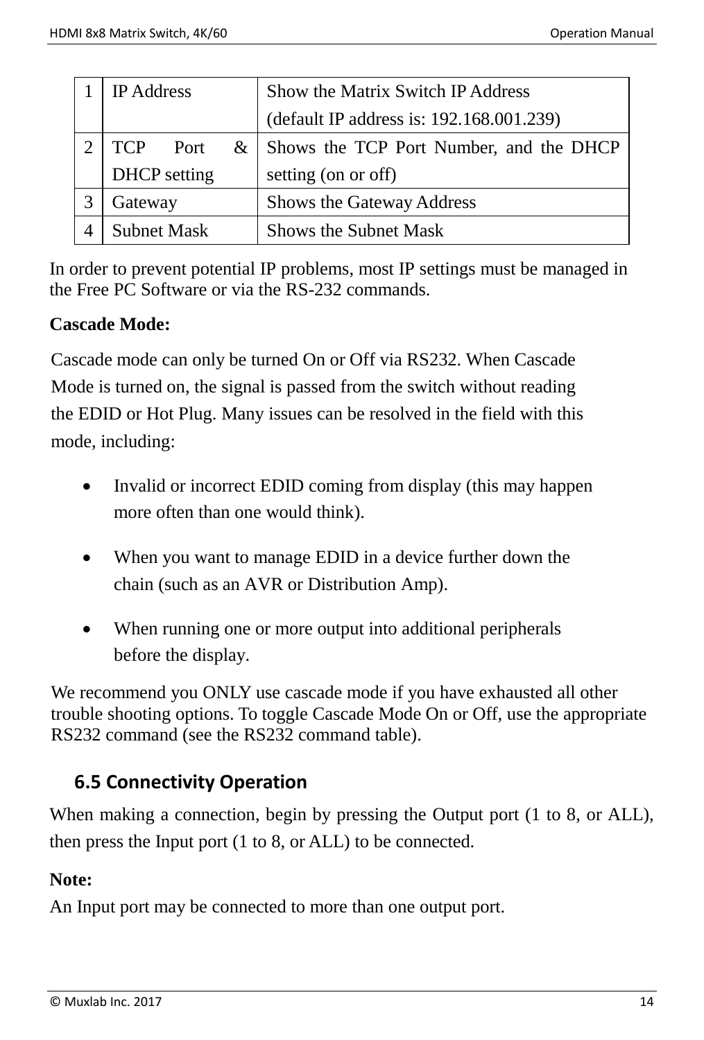| 1 | IP Address | Show the Matrix Switch IP Address (default IP address is: 192.168.001.239) |
|---|---|---|
| 2 | TCP Port & DHCP setting | Shows the TCP Port Number, and the DHCP setting (on or off) |
| 3 | Gateway | Shows the Gateway Address |
| 4 | Subnet Mask | Shows the Subnet Mask |

In order to prevent potential IP problems, most IP settings must be managed in the Free PC Software or via the RS-232 commands.

**Cascade Mode:**

Cascade mode can only be turned On or Off via RS232. When Cascade Mode is turned on, the signal is passed from the switch without reading the EDID or Hot Plug. Many issues can be resolved in the field with this mode, including:

- Invalid or incorrect EDID coming from display (this may happen more often than one would think).
- When you want to manage EDID in a device further down the chain (such as an AVR or Distribution Amp).
- When running one or more output into additional peripherals before the display.

We recommend you ONLY use cascade mode if you have exhausted all other trouble shooting options. To toggle Cascade Mode On or Off, use the appropriate RS232 command (see the RS232 command table).

## 6.5 Connectivity Operation

When making a connection, begin by pressing the Output port (1 to 8, or ALL), then press the Input port (1 to 8, or ALL) to be connected.

**Note:**

An Input port may be connected to more than one output port.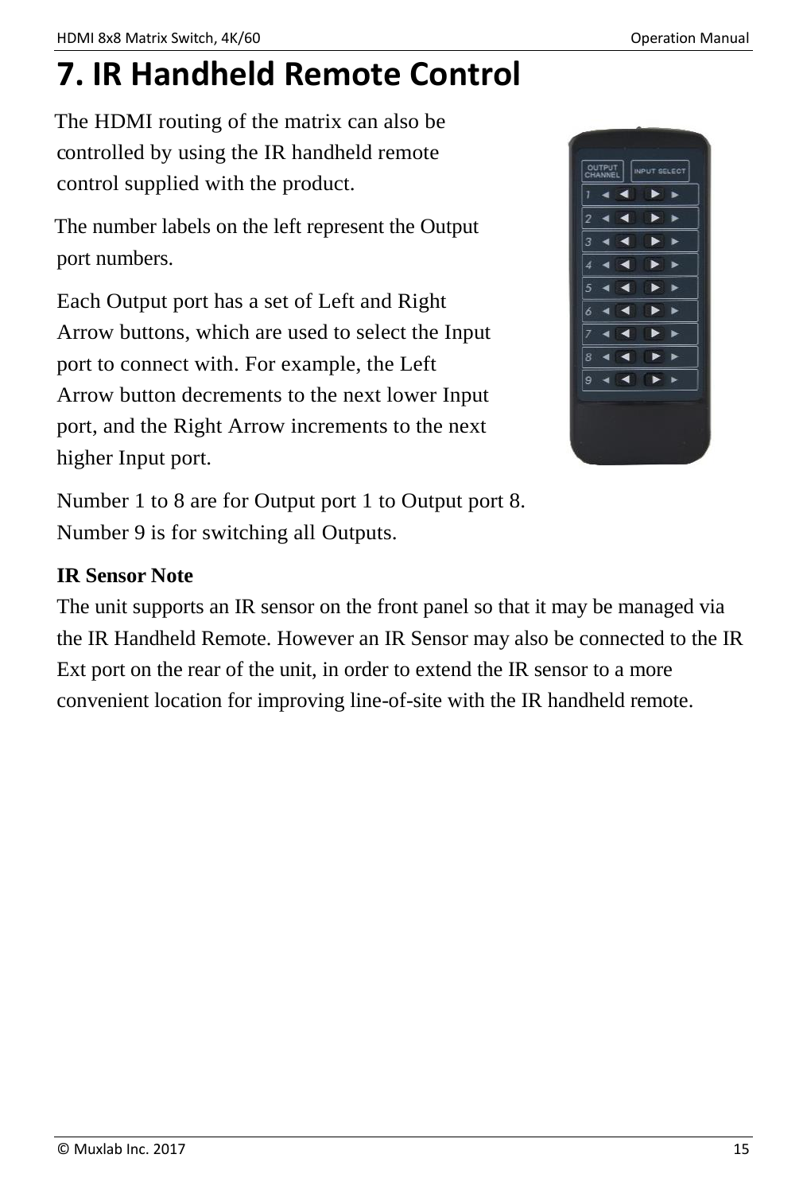# 7. IR Handheld Remote Control

The HDMI routing of the matrix can also be controlled by using the IR handheld remote control supplied with the product.

The number labels on the left represent the Output port numbers.

Each Output port has a set of Left and Right Arrow buttons, which are used to select the Input port to connect with. For example, the Left Arrow button decrements to the next lower Input port, and the Right Arrow increments to the next higher Input port.

Number 1 to 8 are for Output port 1 to Output port 8. Number 9 is for switching all Outputs.

**IR Sensor Note**

The unit supports an IR sensor on the front panel so that it may be managed via the IR Handheld Remote. However an IR Sensor may also be connected to the IR Ext port on the rear of the unit, in order to extend the IR sensor to a more convenient location for improving line-of-site with the IR handheld remote.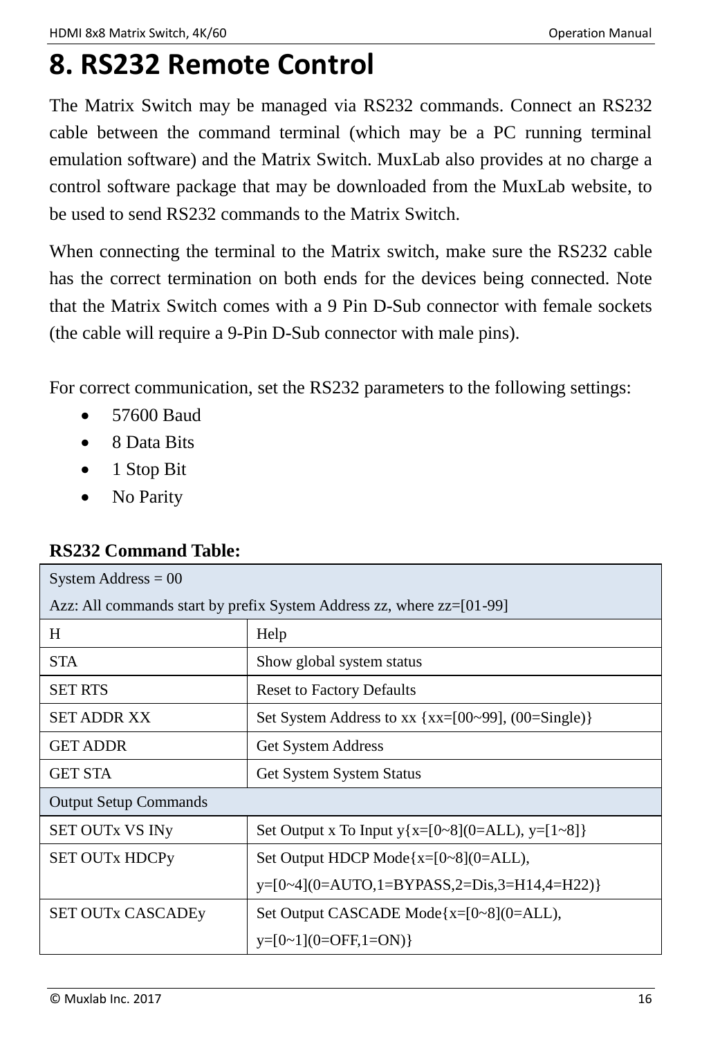# 8. RS232 Remote Control

The Matrix Switch may be managed via RS232 commands. Connect an RS232 cable between the command terminal (which may be a PC running terminal emulation software) and the Matrix Switch. MuxLab also provides at no charge a control software package that may be downloaded from the MuxLab website, to be used to send RS232 commands to the Matrix Switch.

When connecting the terminal to the Matrix switch, make sure the RS232 cable has the correct termination on both ends for the devices being connected. Note that the Matrix Switch comes with a 9 Pin D-Sub connector with female sockets (the cable will require a 9-Pin D-Sub connector with male pins).

For correct communication, set the RS232 parameters to the following settings:

- 57600 Baud
- 8 Data Bits
- 1 Stop Bit
- No Parity

**RS232 Command Table:**

| System Address = 00<br>Azz: All commands start by prefix System Address zz, where zz=[01-99] | |
|---|---|
| H | Help |
| STA | Show global system status |
| SET RTS | Reset to Factory Defaults |
| SET ADDR XX | Set System Address to xx {xx=[00~99], (00=Single)} |
| GET ADDR | Get System Address |
| GET STA | Get System System Status |
| Output Setup Commands | |
| SET OUTx VS INy | Set Output x To Input y{x=[0~8](0=ALL), y=[1~8]} |
| SET OUTx HDCPy | Set Output HDCP Mode{x=[0~8](0=ALL),<br>y=[0~4](0=AUTO,1=BYPASS,2=Dis,3=H14,4=H22)} |
| SET OUTx CASCADEy | Set Output CASCADE Mode{x=[0~8](0=ALL),<br>y=[0~1](0=OFF,1=ON)} |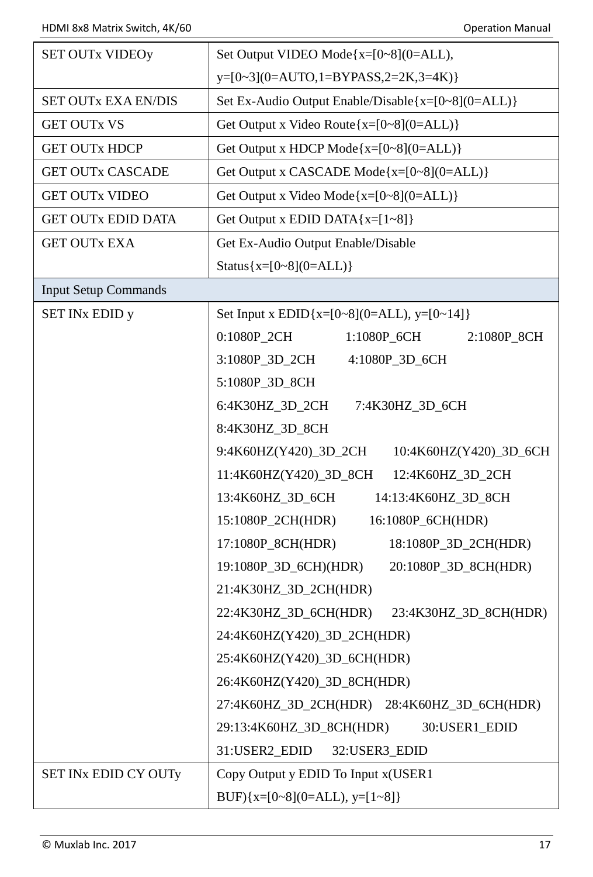| SET OUTx VIDEOy | Set Output VIDEO Mode{x=[0~8](0=ALL), y=[0~3](0=AUTO,1=BYPASS,2=2K,3=4K)} |
|---|---|
| SET OUTx EXA EN/DIS | Set Ex-Audio Output Enable/Disable{x=[0~8](0=ALL)} |
| GET OUTx VS | Get Output x Video Route{x=[0~8](0=ALL)} |
| GET OUTx HDCP | Get Output x HDCP Mode{x=[0~8](0=ALL)} |
| GET OUTx CASCADE | Get Output x CASCADE Mode{x=[0~8](0=ALL)} |
| GET OUTx VIDEO | Get Output x Video Mode{x=[0~8](0=ALL)} |
| GET OUTx EDID DATA | Get Output x EDID DATA{x=[1~8]} |
| GET OUTx EXA | Get Ex-Audio Output Enable/Disable Status{x=[0~8](0=ALL)} |
| Input Setup Commands | |
| SET INx EDID y | Set Input x EDID{x=[0~8](0=ALL), y=[0~14]}<br>0:1080P_2CH 1:1080P_6CH 2:1080P_8CH<br>3:1080P_3D_2CH 4:1080P_3D_6CH<br>5:1080P_3D_8CH<br>6:4K30HZ_3D_2CH 7:4K30HZ_3D_6CH<br>8:4K30HZ_3D_8CH<br>9:4K60HZ(Y420)_3D_2CH 10:4K60HZ(Y420)_3D_6CH<br>11:4K60HZ(Y420)_3D_8CH 12:4K60HZ_3D_2CH<br>13:4K60HZ_3D_6CH 14:13:4K60HZ_3D_8CH<br>15:1080P_2CH(HDR) 16:1080P_6CH(HDR)<br>17:1080P_8CH(HDR) 18:1080P_3D_2CH(HDR)<br>19:1080P_3D_6CH)(HDR) 20:1080P_3D_8CH(HDR)<br>21:4K30HZ_3D_2CH(HDR)<br>22:4K30HZ_3D_6CH(HDR) 23:4K30HZ_3D_8CH(HDR)<br>24:4K60HZ(Y420)_3D_2CH(HDR)<br>25:4K60HZ(Y420)_3D_6CH(HDR)<br>26:4K60HZ(Y420)_3D_8CH(HDR)<br>27:4K60HZ_3D_2CH(HDR) 28:4K60HZ_3D_6CH(HDR)<br>29:13:4K60HZ_3D_8CH(HDR) 30:USER1_EDID<br>31:USER2_EDID 32:USER3_EDID |
| SET INx EDID CY OUTy | Copy Output y EDID To Input x(USER1 BUF){x=[0~8](0=ALL), y=[1~8]} |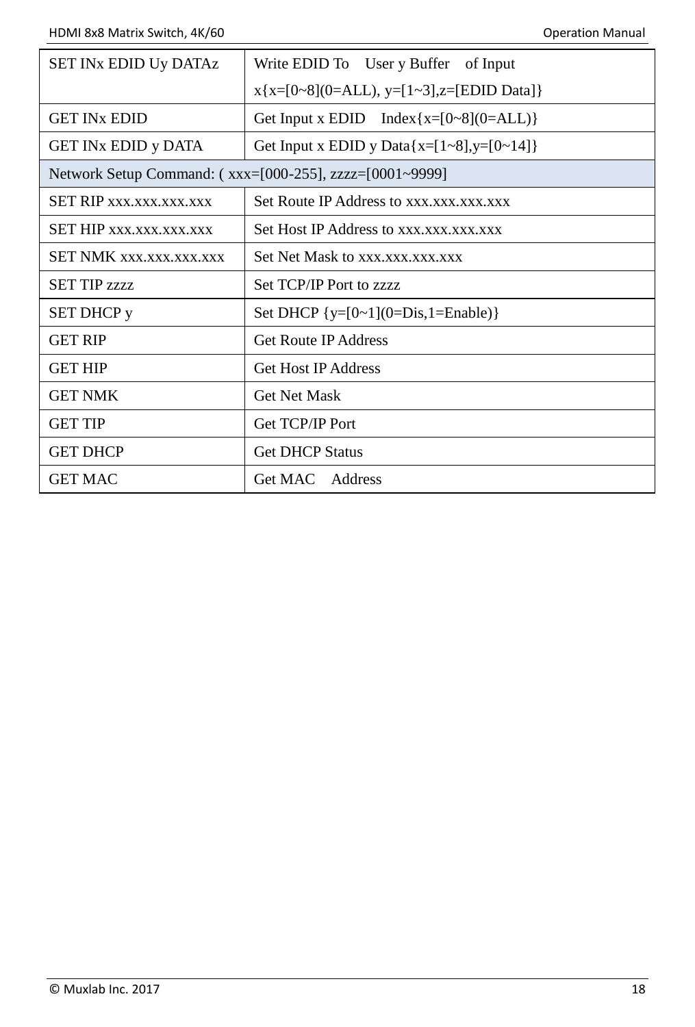| SET INx EDID Uy DATAz | Write EDID To User y Buffer of Input x{x=[0~8](0=ALL), y=[1~3],z=[EDID Data]} |
|---|---|
| GET INx EDID | Get Input x EDID Index{x=[0~8](0=ALL)} |
| GET INx EDID y DATA | Get Input x EDID y Data{x=[1~8],y=[0~14]} |
| Network Setup Command: ( xxx=[000-255], zzzz=[0001~9999] | |
| SET RIP xxx.xxx.xxx.xxx | Set Route IP Address to xxx.xxx.xxx.xxx |
| SET HIP xxx.xxx.xxx.xxx | Set Host IP Address to xxx.xxx.xxx.xxx |
| SET NMK xxx.xxx.xxx.xxx | Set Net Mask to xxx.xxx.xxx.xxx |
| SET TIP zzzz | Set TCP/IP Port to zzzz |
| SET DHCP y | Set DHCP {y=[0~1](0=Dis,1=Enable)} |
| GET RIP | Get Route IP Address |
| GET HIP | Get Host IP Address |
| GET NMK | Get Net Mask |
| GET TIP | Get TCP/IP Port |
| GET DHCP | Get DHCP Status |
| GET MAC | Get MAC Address |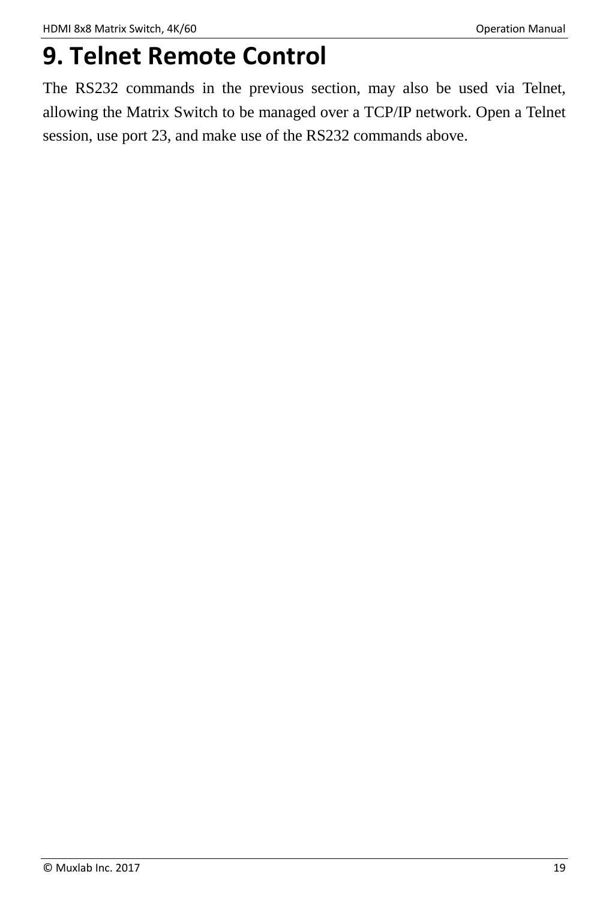# 9. Telnet Remote Control

The RS232 commands in the previous section, may also be used via Telnet, allowing the Matrix Switch to be managed over a TCP/IP network. Open a Telnet session, use port 23, and make use of the RS232 commands above.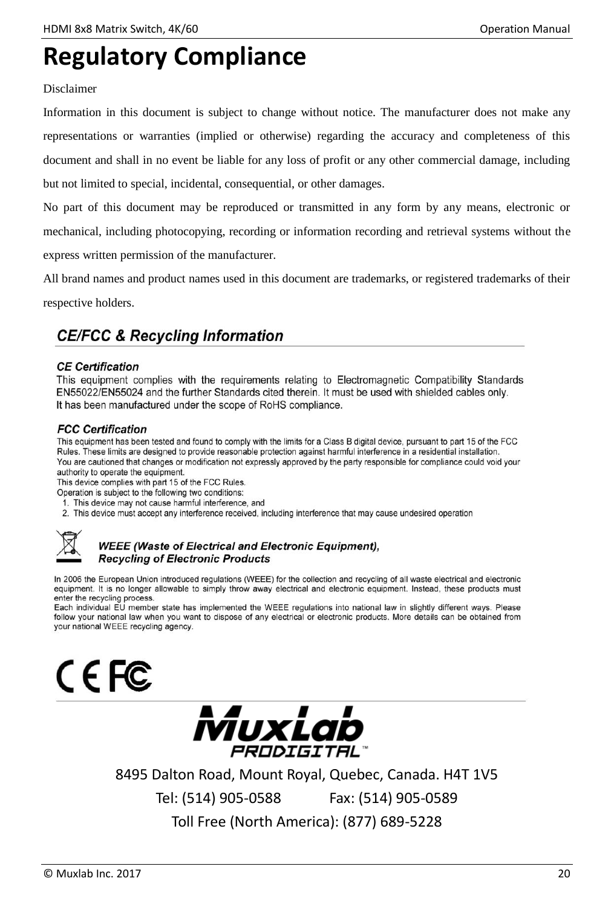# Regulatory Compliance

Disclaimer

Information in this document is subject to change without notice. The manufacturer does not make any representations or warranties (implied or otherwise) regarding the accuracy and completeness of this document and shall in no event be liable for any loss of profit or any other commercial damage, including but not limited to special, incidental, consequential, or other damages.

No part of this document may be reproduced or transmitted in any form by any means, electronic or mechanical, including photocopying, recording or information recording and retrieval systems without the express written permission of the manufacturer.

All brand names and product names used in this document are trademarks, or registered trademarks of their respective holders.

## CE/FCC & Recycling Information

### CE Certification

This equipment complies with the requirements relating to Electromagnetic Compatibility Standards EN55022/EN55024 and the further Standards cited therein. It must be used with shielded cables only.
It has been manufactured under the scope of RoHS compliance.

### FCC Certification

This equipment has been tested and found to comply with the limits for a Class B digital device, pursuant to part 15 of the FCC Rules. These limits are designed to provide reasonable protection against harmful interference in a residential installation.
You are cautioned that changes or modification not expressly approved by the party responsible for compliance could void your authority to operate the equipment.
This device complies with part 15 of the FCC Rules.
Operation is subject to the following two conditions:

1. This device may not cause harmful interference, and
2. This device must accept any interference received, including interference that may cause undesired operation

### WEEE (Waste of Electrical and Electronic Equipment), Recycling of Electronic Products

In 2006 the European Union introduced regulations (WEEE) for the collection and recycling of all waste electrical and electronic equipment. It is no longer allowable to simply throw away electrical and electronic equipment. Instead, these products must enter the recycling process.
Each individual EU member state has implemented the WEEE regulations into national law in slightly different ways. Please follow your national law when you want to dispose of any electrical or electronic products. More details can be obtained from your national WEEE recycling agency.

MuxLab PRODIGITAL™

8495 Dalton Road, Mount Royal, Quebec, Canada. H4T 1V5

Tel: (514) 905-0588 Fax: (514) 905-0589

Toll Free (North America): (877) 689-5228

© Muxlab Inc. 2017